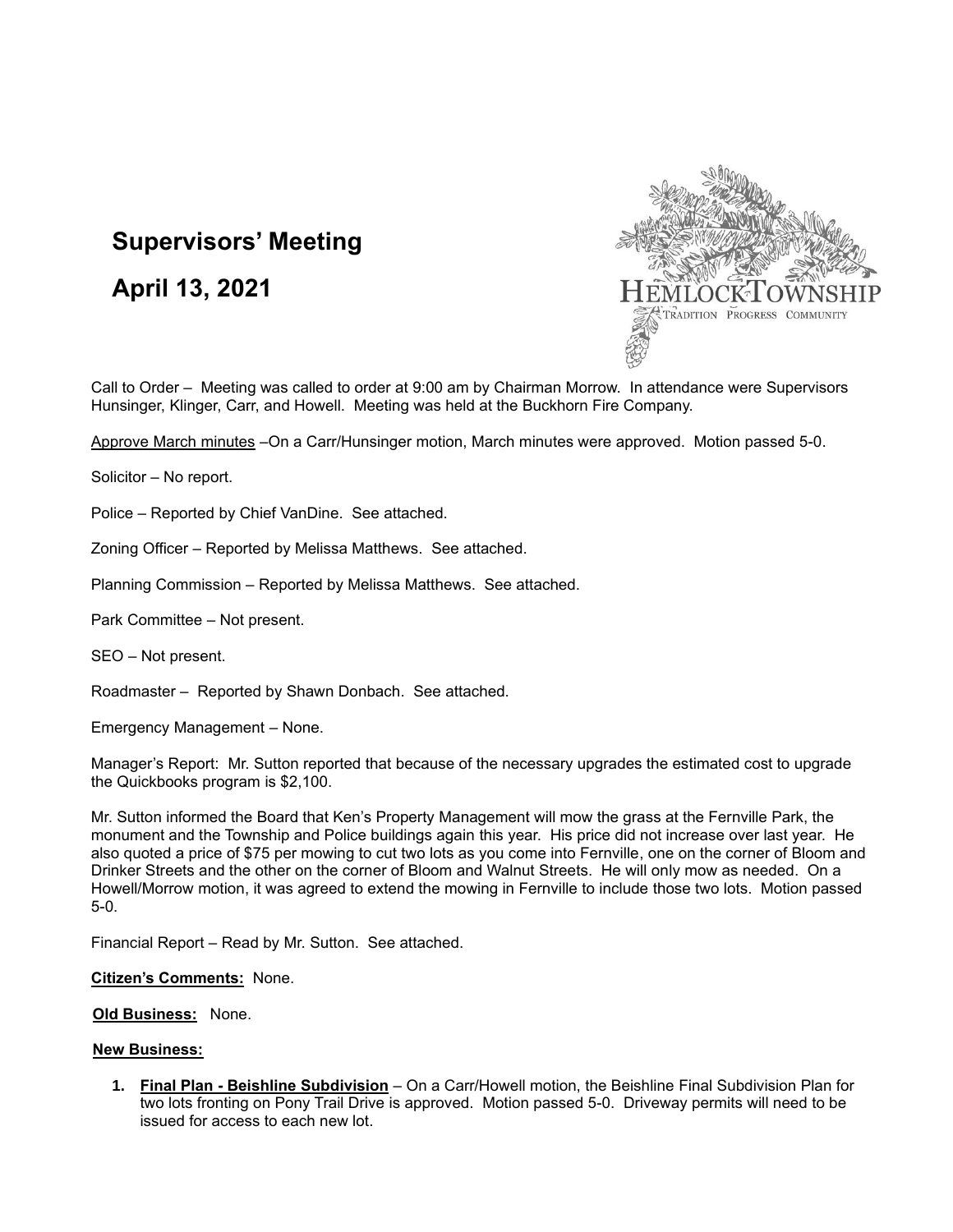# Supervisors' Meeting

# April 13, 2021

Call to Order – Meeting was called to order at 9:00 am by Chairman Morrow. In attendance were Supervisors Hunsinger, Klinger, Carr, and Howell. Meeting was held at the Buckhorn Fire Company.

Approve March minutes –On a Carr/Hunsinger motion, March minutes were approved. Motion passed 5-0.

Solicitor – No report.

Police – Reported by Chief VanDine. See attached.

Zoning Officer – Reported by Melissa Matthews. See attached.

Planning Commission – Reported by Melissa Matthews. See attached.

Park Committee – Not present.

SEO – Not present.

Roadmaster – Reported by Shawn Donbach. See attached.

Emergency Management – None.

Manager's Report: Mr. Sutton reported that because of the necessary upgrades the estimated cost to upgrade the Quickbooks program is $2,100.

Mr. Sutton informed the Board that Ken's Property Management will mow the grass at the Fernville Park, the monument and the Township and Police buildings again this year. His price did not increase over last year. He also quoted a price of $75 per mowing to cut two lots as you come into Fernville, one on the corner of Bloom and Drinker Streets and the other on the corner of Bloom and Walnut Streets. He will only mow as needed. On a Howell/Morrow motion, it was agreed to extend the mowing in Fernville to include those two lots. Motion passed 5-0.

Financial Report – Read by Mr. Sutton. See attached.

**Citizen's Comments:** None.

**Old Business:** None.

**New Business:**

1. **Final Plan - Beishline Subdivision** – On a Carr/Howell motion, the Beishline Final Subdivision Plan for two lots fronting on Pony Trail Drive is approved. Motion passed 5-0. Driveway permits will need to be issued for access to each new lot.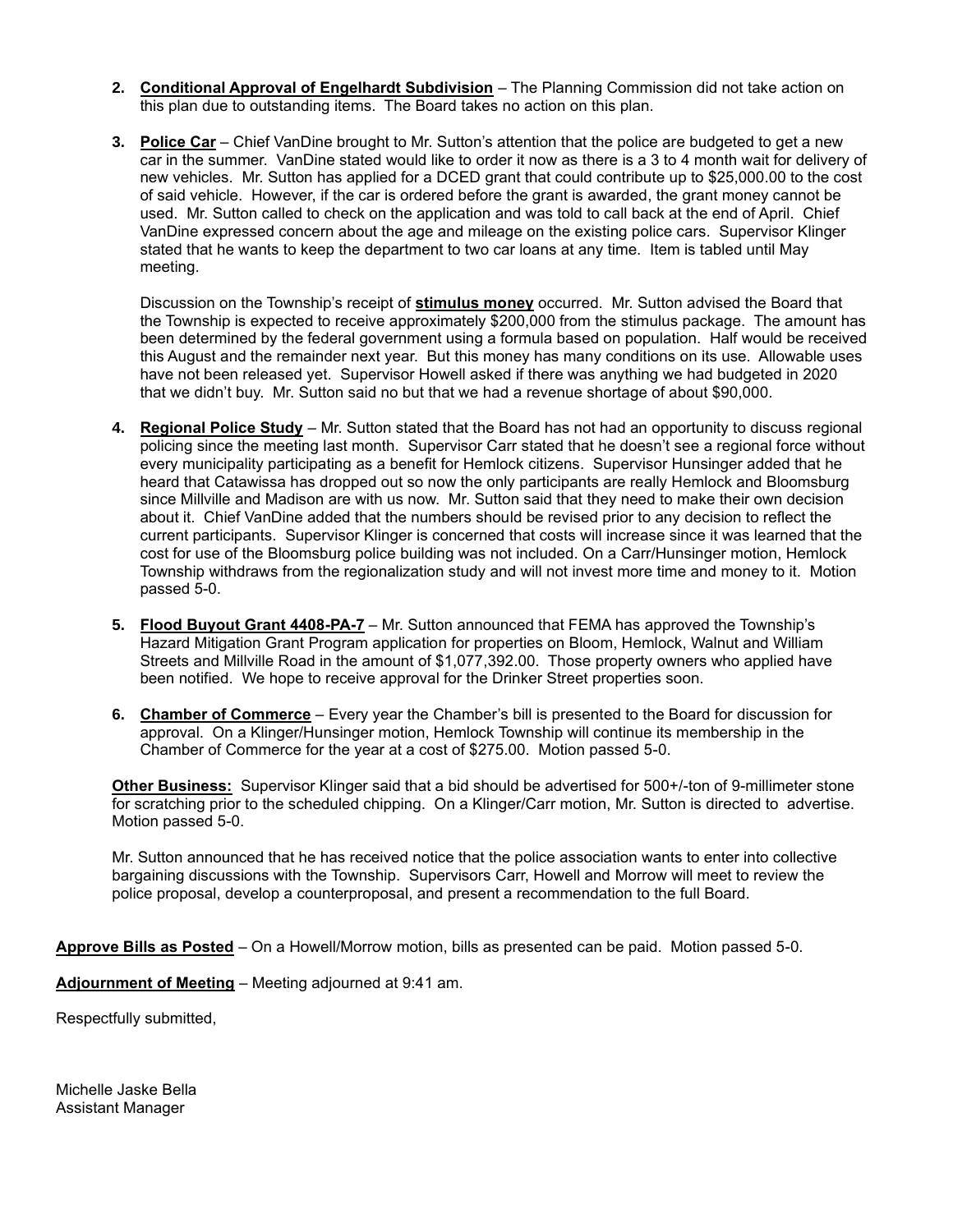2. **Conditional Approval of Engelhardt Subdivision** – The Planning Commission did not take action on this plan due to outstanding items. The Board takes no action on this plan.

3. **Police Car** – Chief VanDine brought to Mr. Sutton's attention that the police are budgeted to get a new car in the summer. VanDine stated would like to order it now as there is a 3 to 4 month wait for delivery of new vehicles. Mr. Sutton has applied for a DCED grant that could contribute up to $25,000.00 to the cost of said vehicle. However, if the car is ordered before the grant is awarded, the grant money cannot be used. Mr. Sutton called to check on the application and was told to call back at the end of April. Chief VanDine expressed concern about the age and mileage on the existing police cars. Supervisor Klinger stated that he wants to keep the department to two car loans at any time. Item is tabled until May meeting.

   Discussion on the Township's receipt of **stimulus money** occurred. Mr. Sutton advised the Board that the Township is expected to receive approximately $200,000 from the stimulus package. The amount has been determined by the federal government using a formula based on population. Half would be received this August and the remainder next year. But this money has many conditions on its use. Allowable uses have not been released yet. Supervisor Howell asked if there was anything we had budgeted in 2020 that we didn't buy. Mr. Sutton said no but that we had a revenue shortage of about $90,000.

4. **Regional Police Study** – Mr. Sutton stated that the Board has not had an opportunity to discuss regional policing since the meeting last month. Supervisor Carr stated that he doesn't see a regional force without every municipality participating as a benefit for Hemlock citizens. Supervisor Hunsinger added that he heard that Catawissa has dropped out so now the only participants are really Hemlock and Bloomsburg since Millville and Madison are with us now. Mr. Sutton said that they need to make their own decision about it. Chief VanDine added that the numbers should be revised prior to any decision to reflect the current participants. Supervisor Klinger is concerned that costs will increase since it was learned that the cost for use of the Bloomsburg police building was not included. On a Carr/Hunsinger motion, Hemlock Township withdraws from the regionalization study and will not invest more time and money to it. Motion passed 5-0.

5. **Flood Buyout Grant 4408-PA-7** – Mr. Sutton announced that FEMA has approved the Township's Hazard Mitigation Grant Program application for properties on Bloom, Hemlock, Walnut and William Streets and Millville Road in the amount of $1,077,392.00. Those property owners who applied have been notified. We hope to receive approval for the Drinker Street properties soon.

6. **Chamber of Commerce** – Every year the Chamber's bill is presented to the Board for discussion for approval. On a Klinger/Hunsinger motion, Hemlock Township will continue its membership in the Chamber of Commerce for the year at a cost of $275.00. Motion passed 5-0.

**Other Business:** Supervisor Klinger said that a bid should be advertised for 500+/-ton of 9-millimeter stone for scratching prior to the scheduled chipping. On a Klinger/Carr motion, Mr. Sutton is directed to advertise. Motion passed 5-0.

Mr. Sutton announced that he has received notice that the police association wants to enter into collective bargaining discussions with the Township. Supervisors Carr, Howell and Morrow will meet to review the police proposal, develop a counterproposal, and present a recommendation to the full Board.

**Approve Bills as Posted** – On a Howell/Morrow motion, bills as presented can be paid. Motion passed 5-0.

**Adjournment of Meeting** – Meeting adjourned at 9:41 am.

Respectfully submitted,

Michelle Jaske Bella
Assistant Manager